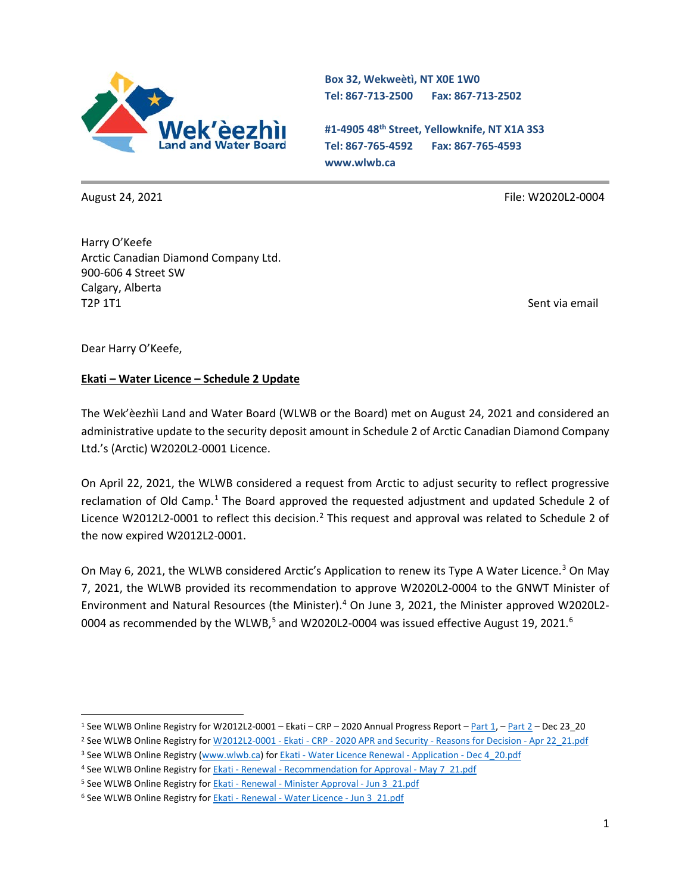**Wek'èezhìı Land and Water Board**

Box 32, Wekweètì, NT X0E 1W0
Tel: 867-713-2500 Fax: 867-713-2502

#1-4905 48th Street, Yellowknife, NT X1A 3S3
Tel: 867-765-4592 Fax: 867-765-4593
www.wlwb.ca

August 24, 2021

File: W2020L2-0004

Harry O'Keefe
Arctic Canadian Diamond Company Ltd.
900-606 4 Street SW
Calgary, Alberta
T2P 1T1

Sent via email

Dear Harry O'Keefe,

**Ekati – Water Licence – Schedule 2 Update**

The Wek'èezhìı Land and Water Board (WLWB or the Board) met on August 24, 2021 and considered an administrative update to the security deposit amount in Schedule 2 of Arctic Canadian Diamond Company Ltd.'s (Arctic) W2020L2-0001 Licence.

On April 22, 2021, the WLWB considered a request from Arctic to adjust security to reflect progressive reclamation of Old Camp.[1] The Board approved the requested adjustment and updated Schedule 2 of Licence W2012L2-0001 to reflect this decision.[2] This request and approval was related to Schedule 2 of the now expired W2012L2-0001.

On May 6, 2021, the WLWB considered Arctic's Application to renew its Type A Water Licence.[3] On May 7, 2021, the WLWB provided its recommendation to approve W2020L2-0004 to the GNWT Minister of Environment and Natural Resources (the Minister).[4] On June 3, 2021, the Minister approved W2020L2-0004 as recommended by the WLWB,[5] and W2020L2-0004 was issued effective August 19, 2021.[6]

---

[1] See WLWB Online Registry for W2012L2-0001 – Ekati – CRP – 2020 Annual Progress Report – Part 1, – Part 2 – Dec 23_20

[2] See WLWB Online Registry for W2012L2-0001 - Ekati - CRP - 2020 APR and Security - Reasons for Decision - Apr 22_21.pdf

[3] See WLWB Online Registry (www.wlwb.ca) for Ekati - Water Licence Renewal - Application - Dec 4_20.pdf

[4] See WLWB Online Registry for Ekati - Renewal - Recommendation for Approval - May 7_21.pdf

[5] See WLWB Online Registry for Ekati - Renewal - Minister Approval - Jun 3_21.pdf

[6] See WLWB Online Registry for Ekati - Renewal - Water Licence - Jun 3_21.pdf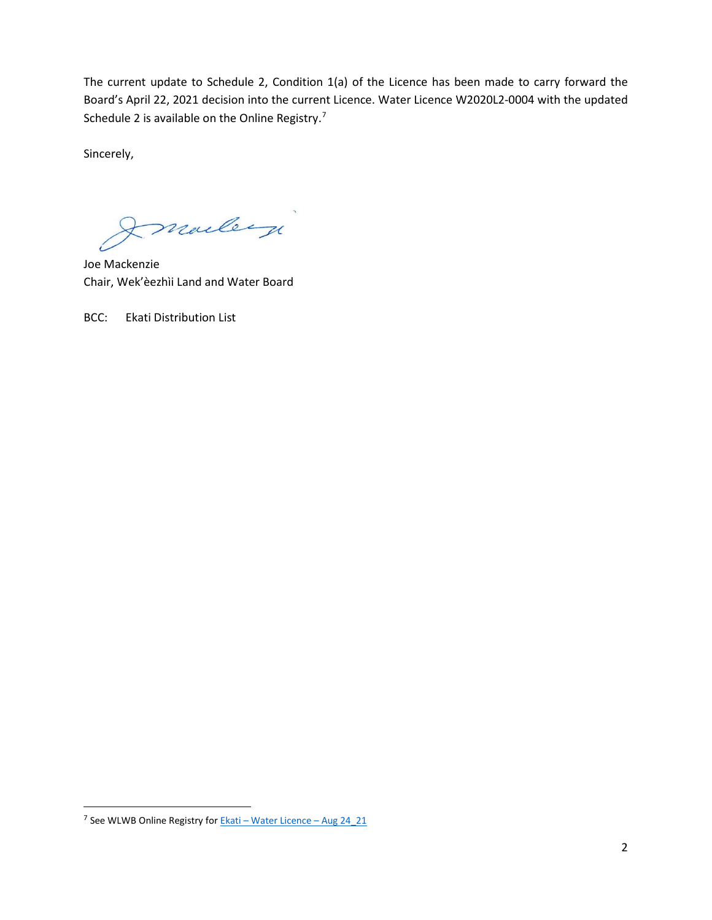The current update to Schedule 2, Condition 1(a) of the Licence has been made to carry forward the Board's April 22, 2021 decision into the current Licence. Water Licence W2020L2-0004 with the updated Schedule 2 is available on the Online Registry.[7]

Sincerely,

Joe Mackenzie
Chair, Wek'èezhìi Land and Water Board

BCC: Ekati Distribution List

[7] See WLWB Online Registry for Ekati – Water Licence – Aug 24_21